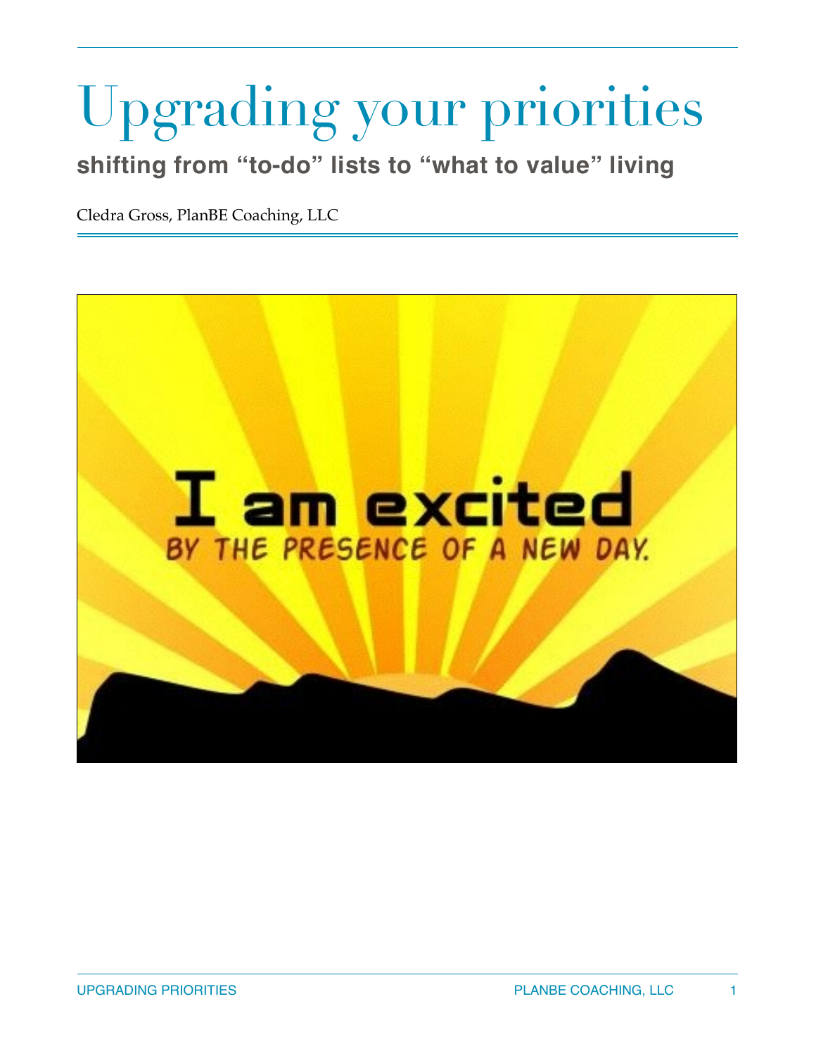# Upgrading your priorities

## shifting from "to-do" lists to "what to value" living

Cledra Gross, PlanBE Coaching, LLC

I am excited

BY THE PRESENCE OF A NEW DAY.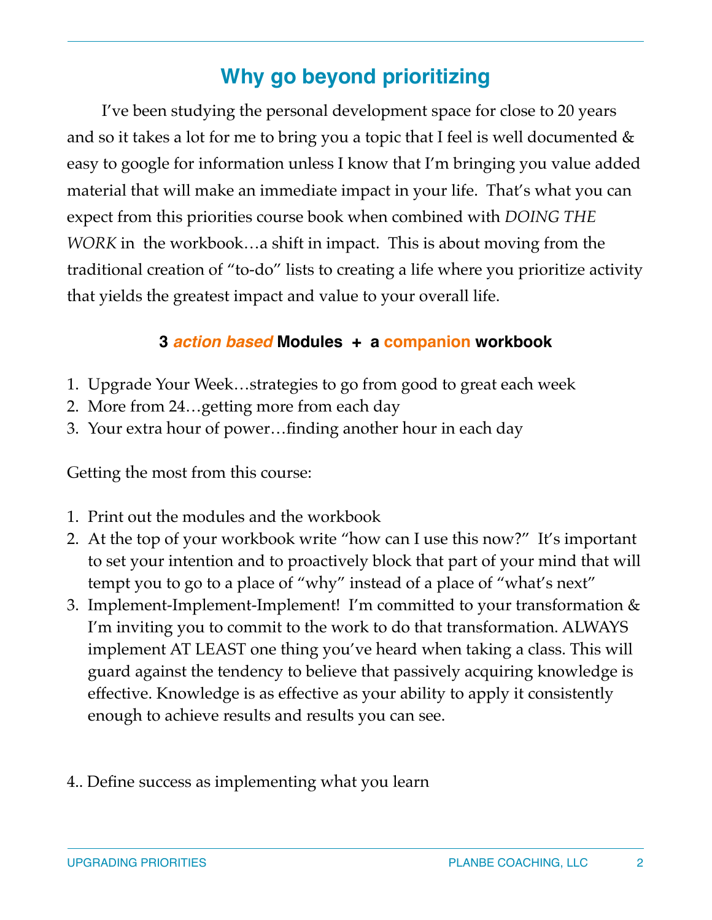## Why go beyond prioritizing

I've been studying the personal development space for close to 20 years and so it takes a lot for me to bring you a topic that I feel is well documented & easy to google for information unless I know that I'm bringing you value added material that will make an immediate impact in your life. That's what you can expect from this priorities course book when combined with *DOING THE WORK* in the workbook…a shift in impact. This is about moving from the traditional creation of "to-do" lists to creating a life where you prioritize activity that yields the greatest impact and value to your overall life.

**3 *action based* Modules + a companion workbook**

1. Upgrade Your Week…strategies to go from good to great each week
2. More from 24…getting more from each day
3. Your extra hour of power…finding another hour in each day

Getting the most from this course:

1. Print out the modules and the workbook
2. At the top of your workbook write "how can I use this now?" It's important to set your intention and to proactively block that part of your mind that will tempt you to go to a place of "why" instead of a place of "what's next"
3. Implement-Implement-Implement! I'm committed to your transformation & I'm inviting you to commit to the work to do that transformation. ALWAYS implement AT LEAST one thing you've heard when taking a class. This will guard against the tendency to believe that passively acquiring knowledge is effective. Knowledge is as effective as your ability to apply it consistently enough to achieve results and results you can see.

4.. Define success as implementing what you learn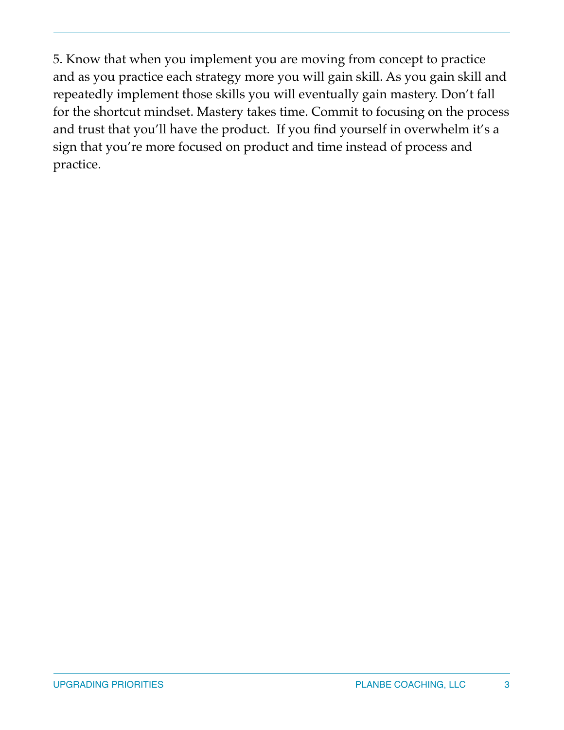5. Know that when you implement you are moving from concept to practice and as you practice each strategy more you will gain skill. As you gain skill and repeatedly implement those skills you will eventually gain mastery. Don't fall for the shortcut mindset. Mastery takes time. Commit to focusing on the process and trust that you'll have the product. If you find yourself in overwhelm it's a sign that you're more focused on product and time instead of process and practice.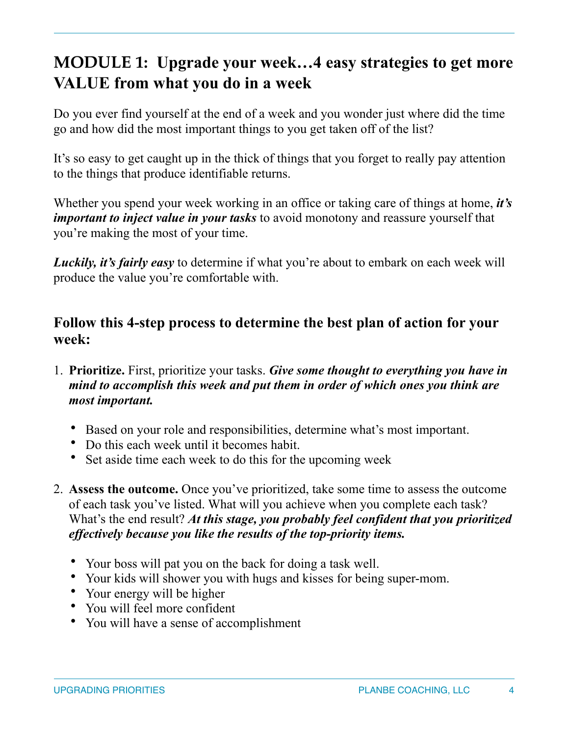## MODULE 1: Upgrade your week…4 easy strategies to get more VALUE from what you do in a week

Do you ever find yourself at the end of a week and you wonder just where did the time go and how did the most important things to you get taken off of the list?

It's so easy to get caught up in the thick of things that you forget to really pay attention to the things that produce identifiable returns.

Whether you spend your week working in an office or taking care of things at home, ***it's important to inject value in your tasks*** to avoid monotony and reassure yourself that you're making the most of your time.

***Luckily, it's fairly easy*** to determine if what you're about to embark on each week will produce the value you're comfortable with.

### Follow this 4-step process to determine the best plan of action for your week:

1. **Prioritize.** First, prioritize your tasks. ***Give some thought to everything you have in mind to accomplish this week and put them in order of which ones you think are most important.***

    - Based on your role and responsibilities, determine what's most important.
    - Do this each week until it becomes habit.
    - Set aside time each week to do this for the upcoming week

2. **Assess the outcome.** Once you've prioritized, take some time to assess the outcome of each task you've listed. What will you achieve when you complete each task? What's the end result? ***At this stage, you probably feel confident that you prioritized effectively because you like the results of the top-priority items.***

    - Your boss will pat you on the back for doing a task well.
    - Your kids will shower you with hugs and kisses for being super-mom.
    - Your energy will be higher
    - You will feel more confident
    - You will have a sense of accomplishment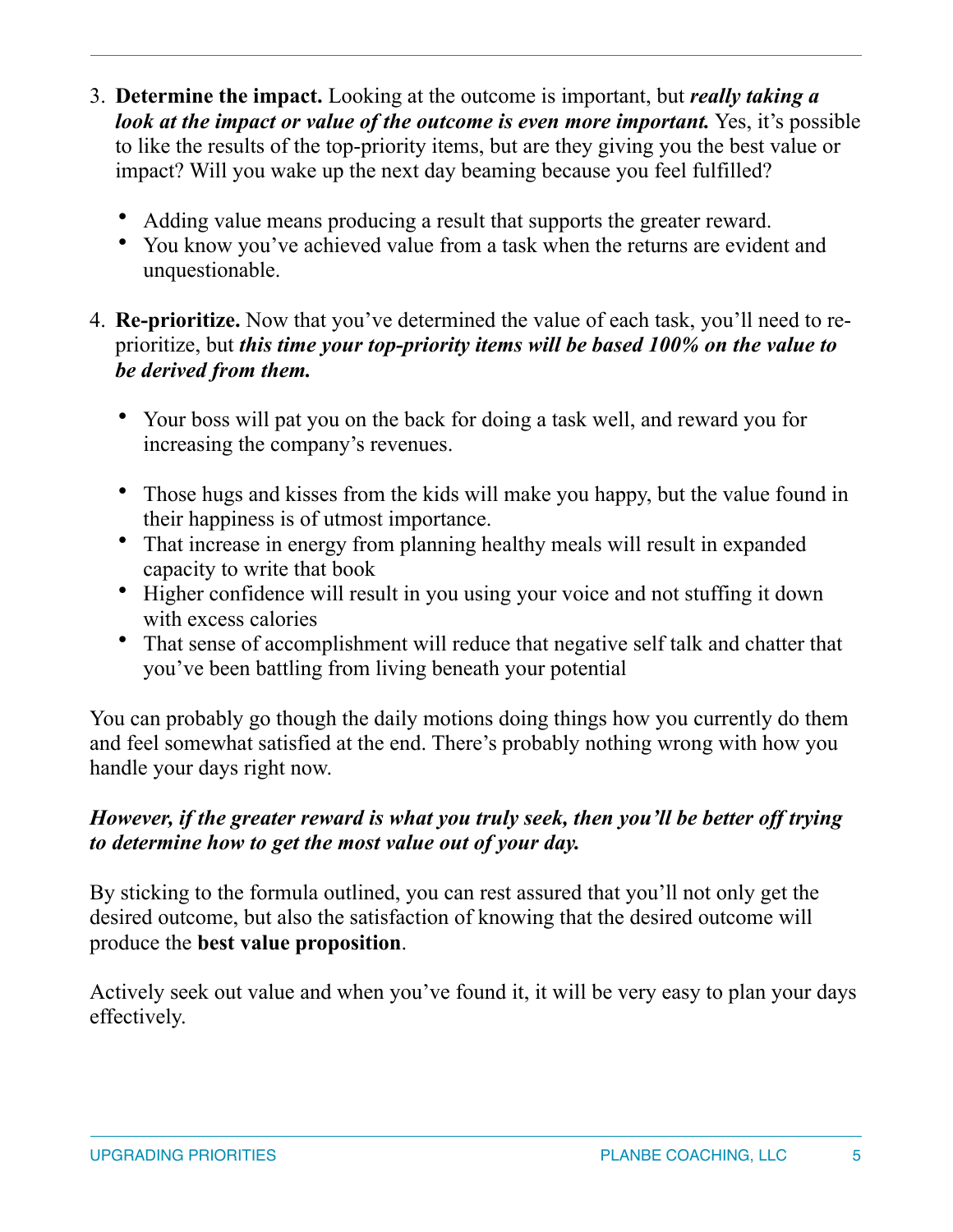3. **Determine the impact.** Looking at the outcome is important, but ***really taking a look at the impact or value of the outcome is even more important.*** Yes, it's possible to like the results of the top-priority items, but are they giving you the best value or impact? Will you wake up the next day beaming because you feel fulfilled?

    - Adding value means producing a result that supports the greater reward.
    - You know you've achieved value from a task when the returns are evident and unquestionable.

4. **Re-prioritize.** Now that you've determined the value of each task, you'll need to re-prioritize, but ***this time your top-priority items will be based 100% on the value to be derived from them.***

    - Your boss will pat you on the back for doing a task well, and reward you for increasing the company's revenues.
    - Those hugs and kisses from the kids will make you happy, but the value found in their happiness is of utmost importance.
    - That increase in energy from planning healthy meals will result in expanded capacity to write that book
    - Higher confidence will result in you using your voice and not stuffing it down with excess calories
    - That sense of accomplishment will reduce that negative self talk and chatter that you've been battling from living beneath your potential

You can probably go though the daily motions doing things how you currently do them and feel somewhat satisfied at the end. There's probably nothing wrong with how you handle your days right now.

***However, if the greater reward is what you truly seek, then you'll be better off trying to determine how to get the most value out of your day.***

By sticking to the formula outlined, you can rest assured that you'll not only get the desired outcome, but also the satisfaction of knowing that the desired outcome will produce the **best value proposition**.

Actively seek out value and when you've found it, it will be very easy to plan your days effectively.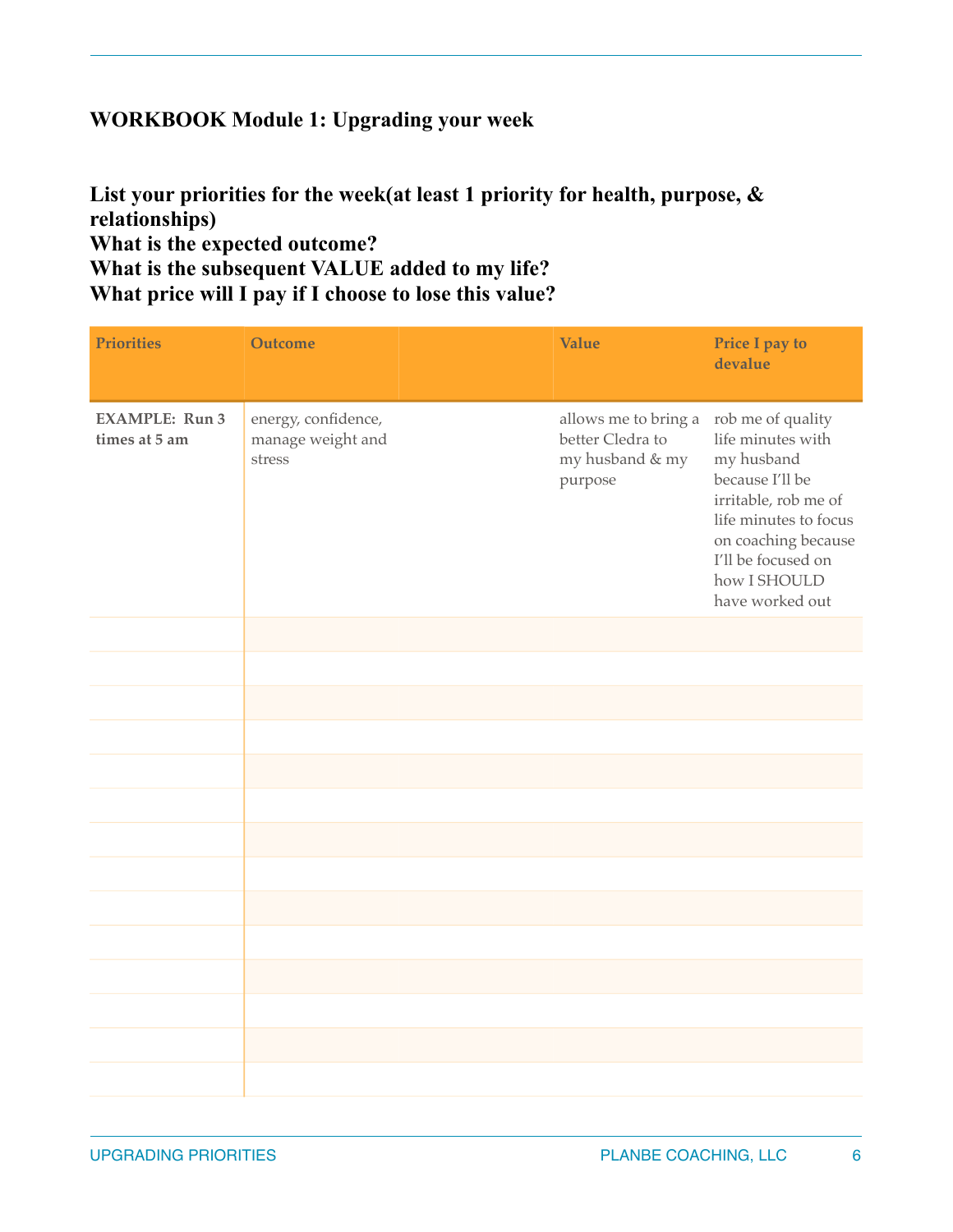## WORKBOOK Module 1: Upgrading your week

**List your priorities for the week(at least 1 priority for health, purpose, & relationships)**
**What is the expected outcome?**
**What is the subsequent VALUE added to my life?**
**What price will I pay if I choose to lose this value?**

| Priorities | Outcome | | Value | Price I pay to devalue |
|---|---|---|---|---|
| **EXAMPLE: Run 3 times at 5 am** | energy, confidence, manage weight and stress | | allows me to bring a better Cledra to my husband & my purpose | rob me of quality life minutes with my husband because I'll be irritable, rob me of life minutes to focus on coaching because I'll be focused on how I SHOULD have worked out |
| | | | | |
| | | | | |
| | | | | |
| | | | | |
| | | | | |
| | | | | |
| | | | | |
| | | | | |
| | | | | |
| | | | | |
| | | | | |
| | | | | |
| | | | | |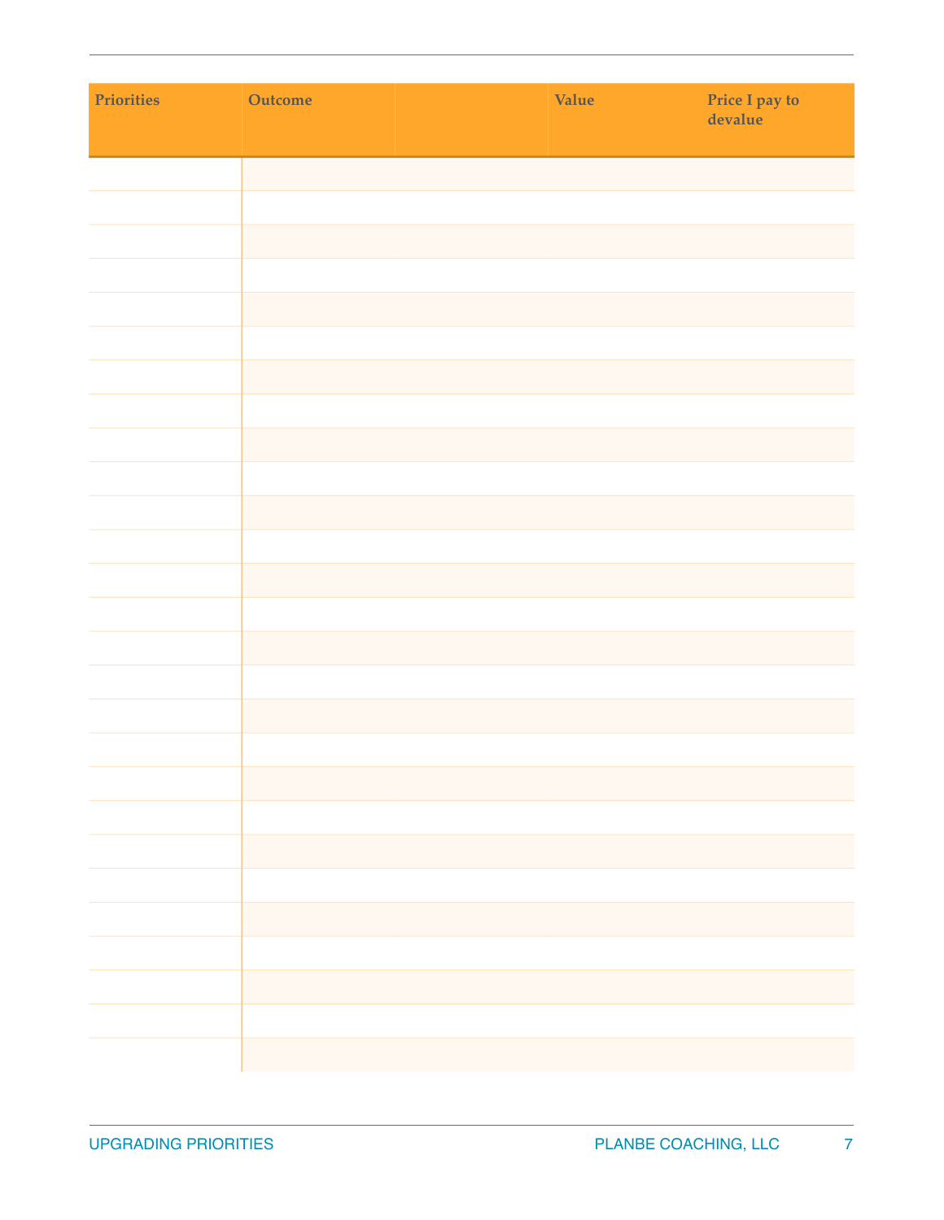| Priorities | Outcome | | Value | Price I pay to devalue |
|---|---|---|---|---|
| | | | | |
| | | | | |
| | | | | |
| | | | | |
| | | | | |
| | | | | |
| | | | | |
| | | | | |
| | | | | |
| | | | | |
| | | | | |
| | | | | |
| | | | | |
| | | | | |
| | | | | |
| | | | | |
| | | | | |
| | | | | |
| | | | | |
| | | | | |
| | | | | |
| | | | | |
| | | | | |
| | | | | |
| | | | | |
| | | | | |
| | | | | |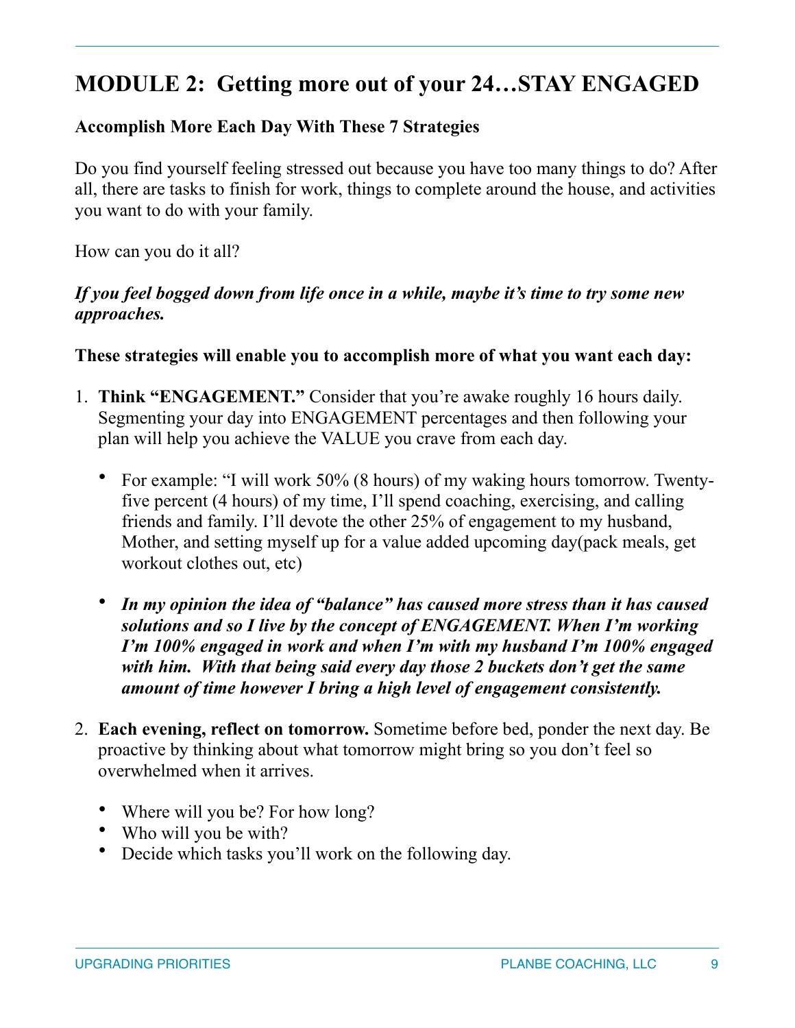## MODULE 2: Getting more out of your 24…STAY ENGAGED

**Accomplish More Each Day With These 7 Strategies**

Do you find yourself feeling stressed out because you have too many things to do? After all, there are tasks to finish for work, things to complete around the house, and activities you want to do with your family.

How can you do it all?

***If you feel bogged down from life once in a while, maybe it's time to try some new approaches.***

**These strategies will enable you to accomplish more of what you want each day:**

1. **Think "ENGAGEMENT."** Consider that you're awake roughly 16 hours daily. Segmenting your day into ENGAGEMENT percentages and then following your plan will help you achieve the VALUE you crave from each day.

    - For example: "I will work 50% (8 hours) of my waking hours tomorrow. Twenty-five percent (4 hours) of my time, I'll spend coaching, exercising, and calling friends and family. I'll devote the other 25% of engagement to my husband, Mother, and setting myself up for a value added upcoming day(pack meals, get workout clothes out, etc)

    - ***In my opinion the idea of "balance" has caused more stress than it has caused solutions and so I live by the concept of ENGAGEMENT. When I'm working I'm 100% engaged in work and when I'm with my husband I'm 100% engaged with him. With that being said every day those 2 buckets don't get the same amount of time however I bring a high level of engagement consistently.***

2. **Each evening, reflect on tomorrow.** Sometime before bed, ponder the next day. Be proactive by thinking about what tomorrow might bring so you don't feel so overwhelmed when it arrives.

    - Where will you be? For how long?
    - Who will you be with?
    - Decide which tasks you'll work on the following day.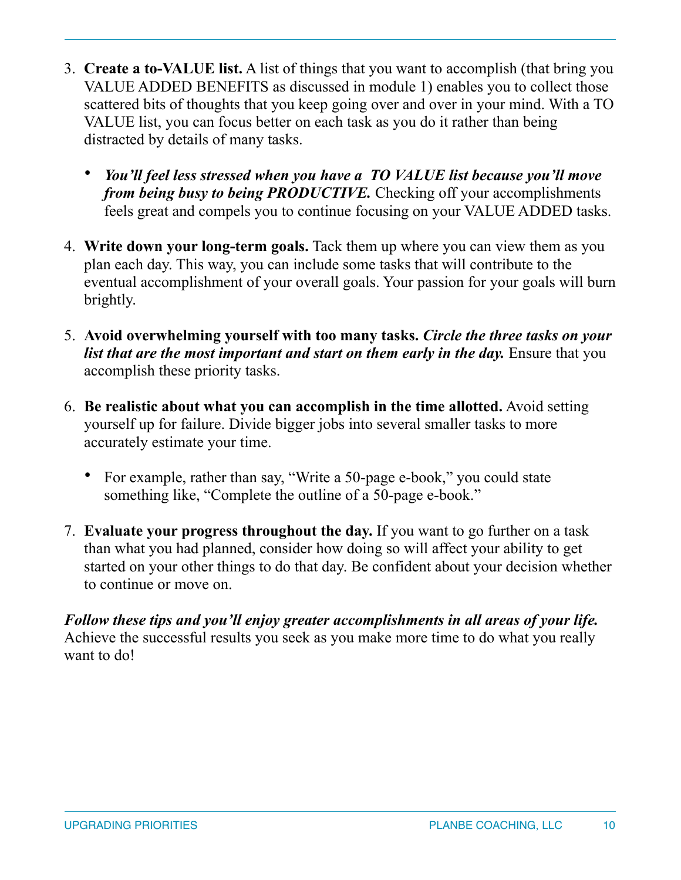3. **Create a to-VALUE list.** A list of things that you want to accomplish (that bring you VALUE ADDED BENEFITS as discussed in module 1) enables you to collect those scattered bits of thoughts that you keep going over and over in your mind. With a TO VALUE list, you can focus better on each task as you do it rather than being distracted by details of many tasks.

    - ***You'll feel less stressed when you have a TO VALUE list because you'll move from being busy to being PRODUCTIVE.*** Checking off your accomplishments feels great and compels you to continue focusing on your VALUE ADDED tasks.

4. **Write down your long-term goals.** Tack them up where you can view them as you plan each day. This way, you can include some tasks that will contribute to the eventual accomplishment of your overall goals. Your passion for your goals will burn brightly.

5. **Avoid overwhelming yourself with too many tasks.** ***Circle the three tasks on your list that are the most important and start on them early in the day.*** Ensure that you accomplish these priority tasks.

6. **Be realistic about what you can accomplish in the time allotted.** Avoid setting yourself up for failure. Divide bigger jobs into several smaller tasks to more accurately estimate your time.

    - For example, rather than say, "Write a 50-page e-book," you could state something like, "Complete the outline of a 50-page e-book."

7. **Evaluate your progress throughout the day.** If you want to go further on a task than what you had planned, consider how doing so will affect your ability to get started on your other things to do that day. Be confident about your decision whether to continue or move on.

***Follow these tips and you'll enjoy greater accomplishments in all areas of your life.*** Achieve the successful results you seek as you make more time to do what you really want to do!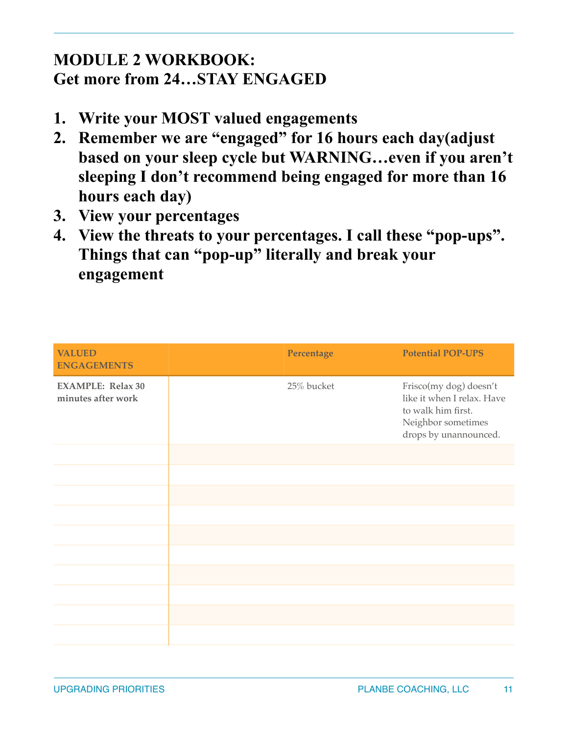# MODULE 2 WORKBOOK:
# Get more from 24…STAY ENGAGED

1. **Write your MOST valued engagements**
2. **Remember we are "engaged" for 16 hours each day(adjust based on your sleep cycle but WARNING…even if you aren't sleeping I don't recommend being engaged for more than 16 hours each day)**
3. **View your percentages**
4. **View the threats to your percentages. I call these "pop-ups". Things that can "pop-up" literally and break your engagement**

| VALUED ENGAGEMENTS | | Percentage | Potential POP-UPS |
|---|---|---|---|
| **EXAMPLE: Relax 30 minutes after work** | | 25% bucket | Frisco(my dog) doesn't like it when I relax. Have to walk him first. Neighbor sometimes drops by unannounced. |
| | | | |
| | | | |
| | | | |
| | | | |
| | | | |
| | | | |
| | | | |
| | | | |
| | | | |
| | | | |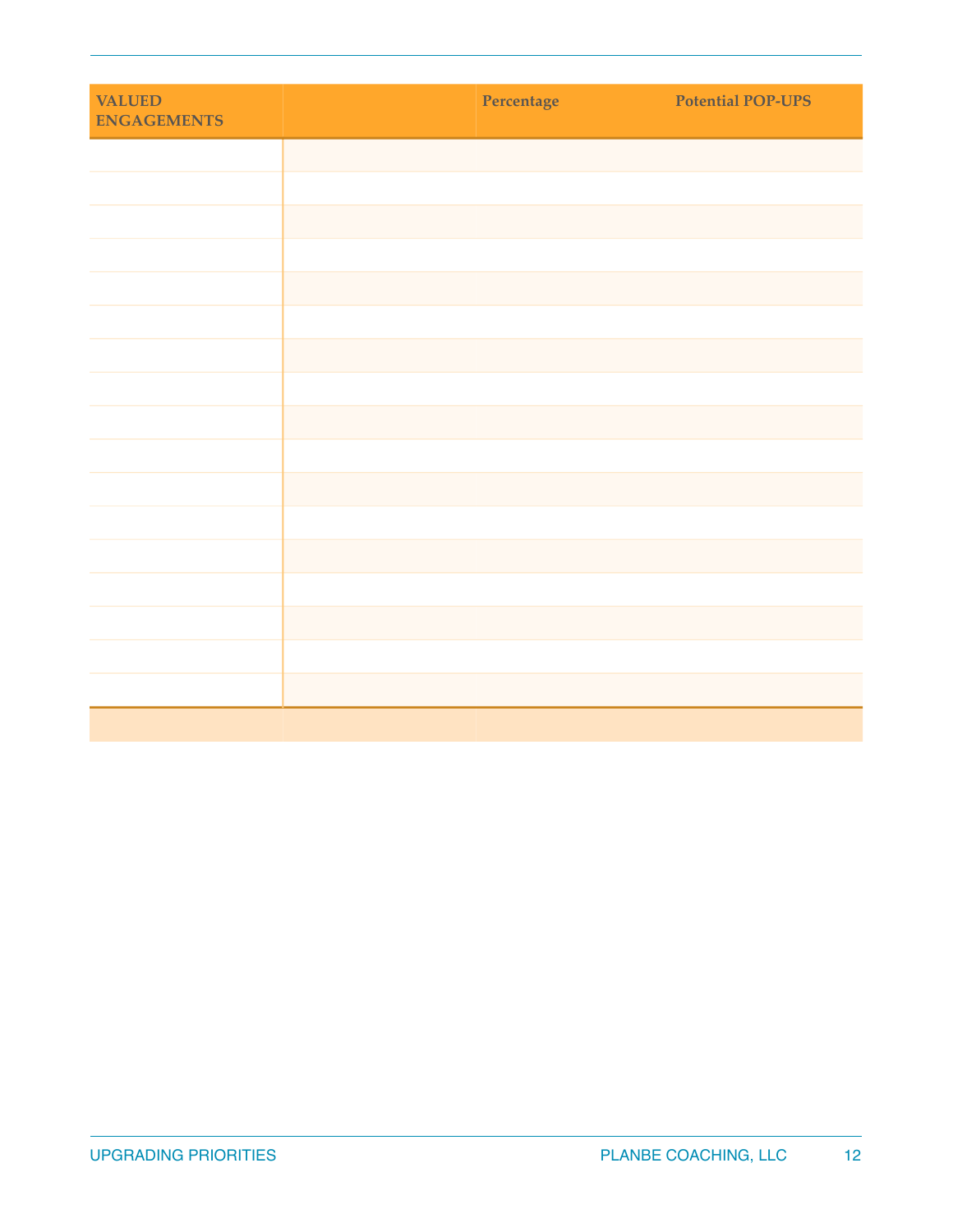| VALUED ENGAGEMENTS | | Percentage | Potential POP-UPS |
|---|---|---|---|
| | | | |
| | | | |
| | | | |
| | | | |
| | | | |
| | | | |
| | | | |
| | | | |
| | | | |
| | | | |
| | | | |
| | | | |
| | | | |
| | | | |
| | | | |
| | | | |
| | | | |
| | | | |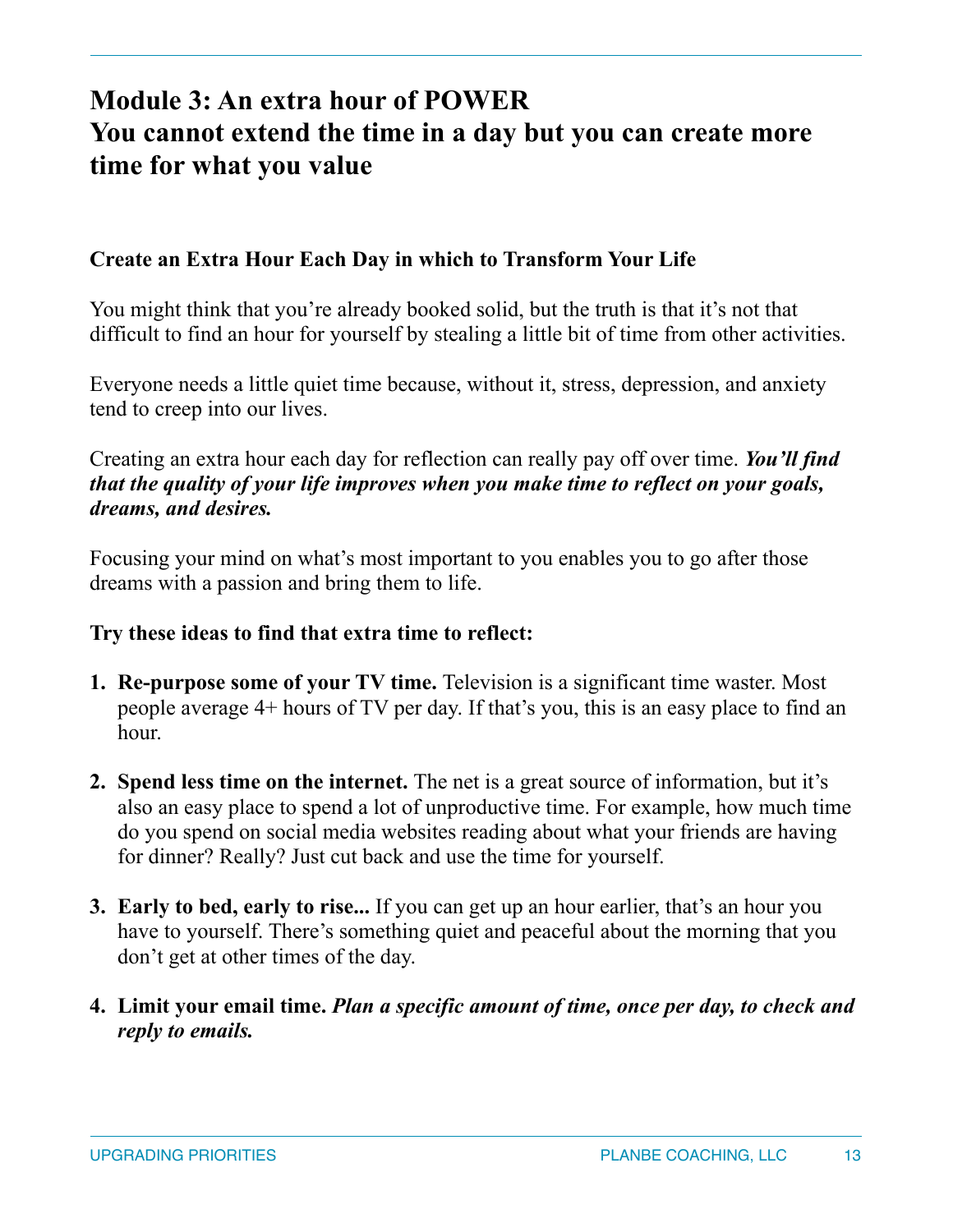# Module 3: An extra hour of POWER
# You cannot extend the time in a day but you can create more time for what you value

**Create an Extra Hour Each Day in which to Transform Your Life**

You might think that you're already booked solid, but the truth is that it's not that difficult to find an hour for yourself by stealing a little bit of time from other activities.

Everyone needs a little quiet time because, without it, stress, depression, and anxiety tend to creep into our lives.

Creating an extra hour each day for reflection can really pay off over time. ***You'll find that the quality of your life improves when you make time to reflect on your goals, dreams, and desires.***

Focusing your mind on what's most important to you enables you to go after those dreams with a passion and bring them to life.

**Try these ideas to find that extra time to reflect:**

1. **Re-purpose some of your TV time.** Television is a significant time waster. Most people average 4+ hours of TV per day. If that's you, this is an easy place to find an hour.

2. **Spend less time on the internet.** The net is a great source of information, but it's also an easy place to spend a lot of unproductive time. For example, how much time do you spend on social media websites reading about what your friends are having for dinner? Really? Just cut back and use the time for yourself.

3. **Early to bed, early to rise...** If you can get up an hour earlier, that's an hour you have to yourself. There's something quiet and peaceful about the morning that you don't get at other times of the day.

4. **Limit your email time.** ***Plan a specific amount of time, once per day, to check and reply to emails.***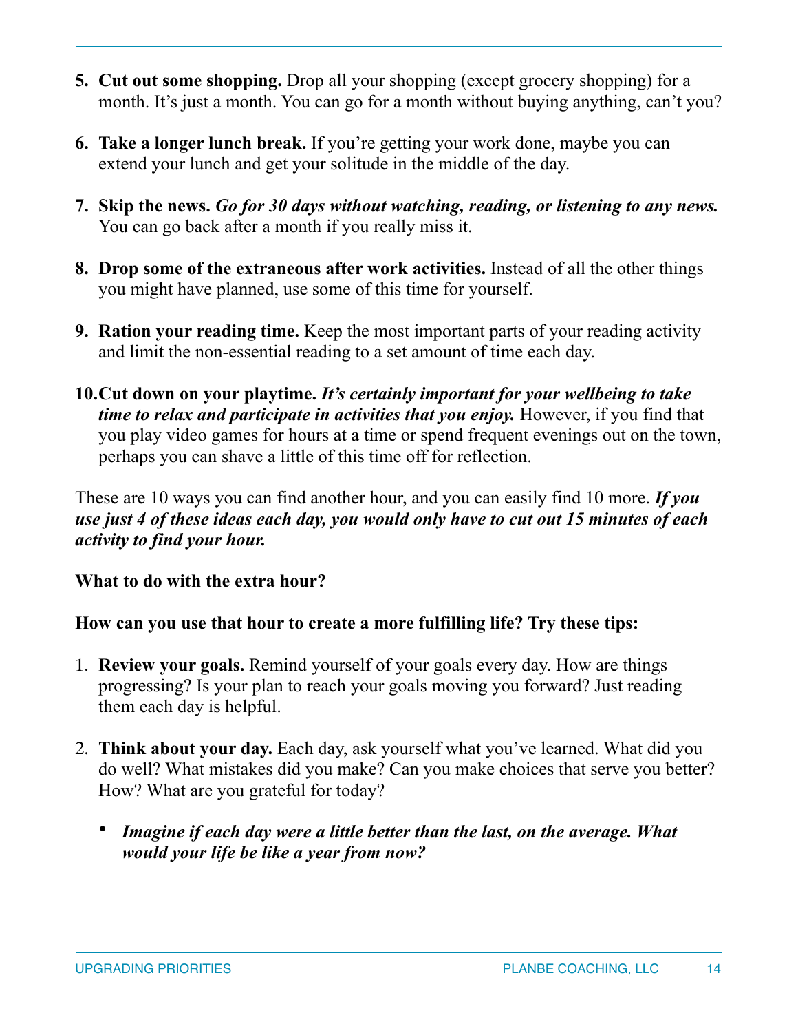5. **Cut out some shopping.** Drop all your shopping (except grocery shopping) for a month. It's just a month. You can go for a month without buying anything, can't you?

6. **Take a longer lunch break.** If you're getting your work done, maybe you can extend your lunch and get your solitude in the middle of the day.

7. **Skip the news.** ***Go for 30 days without watching, reading, or listening to any news.*** You can go back after a month if you really miss it.

8. **Drop some of the extraneous after work activities.** Instead of all the other things you might have planned, use some of this time for yourself.

9. **Ration your reading time.** Keep the most important parts of your reading activity and limit the non-essential reading to a set amount of time each day.

10. **Cut down on your playtime.** ***It's certainly important for your wellbeing to take time to relax and participate in activities that you enjoy.*** However, if you find that you play video games for hours at a time or spend frequent evenings out on the town, perhaps you can shave a little of this time off for reflection.

These are 10 ways you can find another hour, and you can easily find 10 more. ***If you use just 4 of these ideas each day, you would only have to cut out 15 minutes of each activity to find your hour.***

**What to do with the extra hour?**

**How can you use that hour to create a more fulfilling life? Try these tips:**

1. **Review your goals.** Remind yourself of your goals every day. How are things progressing? Is your plan to reach your goals moving you forward? Just reading them each day is helpful.

2. **Think about your day.** Each day, ask yourself what you've learned. What did you do well? What mistakes did you make? Can you make choices that serve you better? How? What are you grateful for today?

    - ***Imagine if each day were a little better than the last, on the average. What would your life be like a year from now?***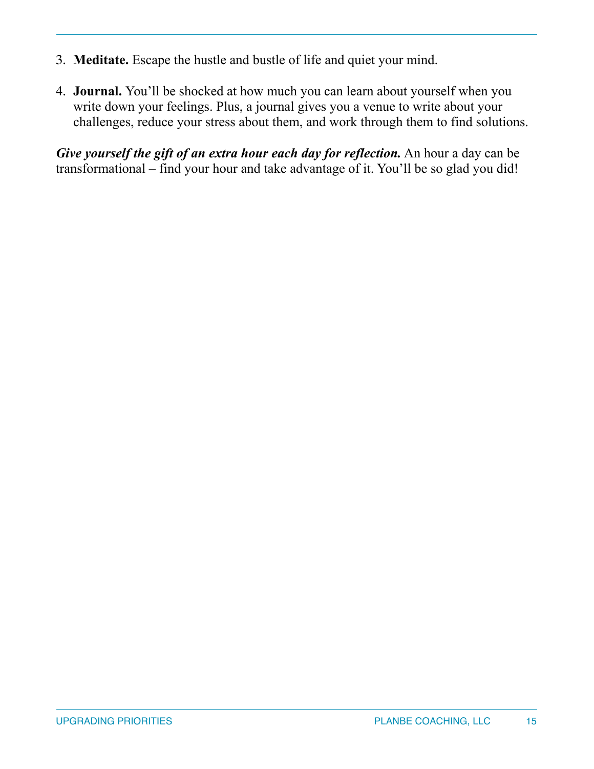3. **Meditate.** Escape the hustle and bustle of life and quiet your mind.

4. **Journal.** You'll be shocked at how much you can learn about yourself when you write down your feelings. Plus, a journal gives you a venue to write about your challenges, reduce your stress about them, and work through them to find solutions.

***Give yourself the gift of an extra hour each day for reflection.*** An hour a day can be transformational – find your hour and take advantage of it. You'll be so glad you did!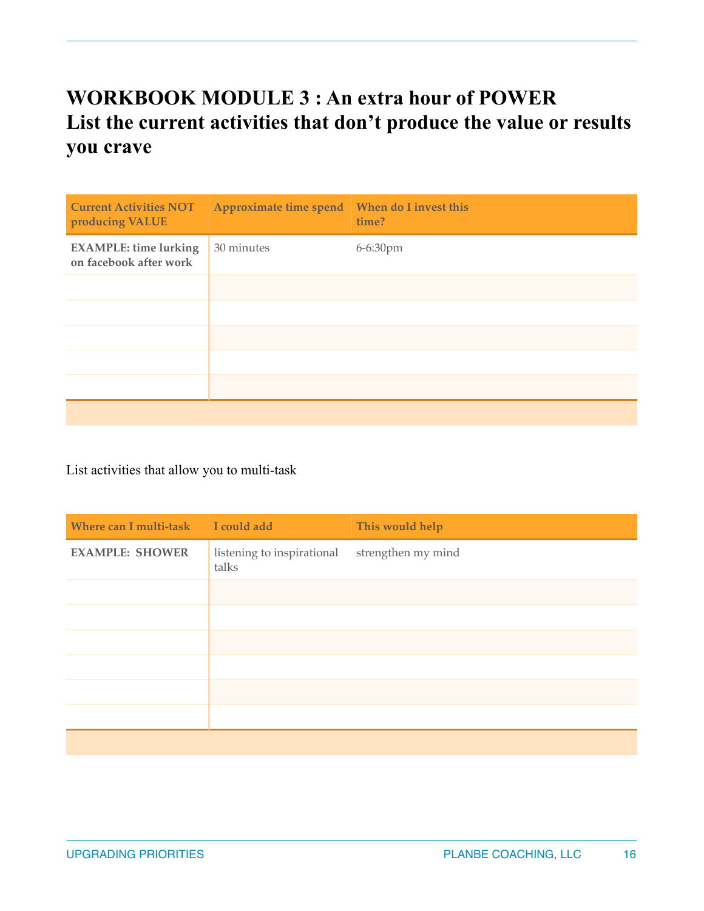# WORKBOOK MODULE 3 : An extra hour of POWER
# List the current activities that don't produce the value or results you crave

| Current Activities NOT producing VALUE | Approximate time spend | When do I invest this time? |
|---|---|---|
| **EXAMPLE: time lurking on facebook after work** | 30 minutes | 6-6:30pm |
| | | |
| | | |
| | | |
| | | |
| | | |
| | | |

List activities that allow you to multi-task

| Where can I multi-task | I could add | This would help |
|---|---|---|
| **EXAMPLE: SHOWER** | listening to inspirational talks | strengthen my mind |
| | | |
| | | |
| | | |
| | | |
| | | |
| | | |
| | | |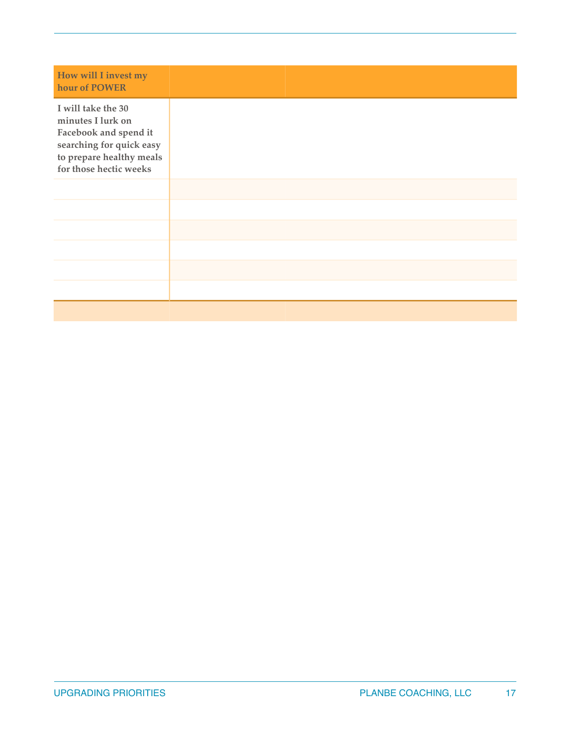| How will I invest my hour of POWER | | |
|---|---|---|
| I will take the 30 minutes I lurk on Facebook and spend it searching for quick easy to prepare healthy meals for those hectic weeks | | |
| | | |
| | | |
| | | |
| | | |
| | | |
| | | |
| | | |